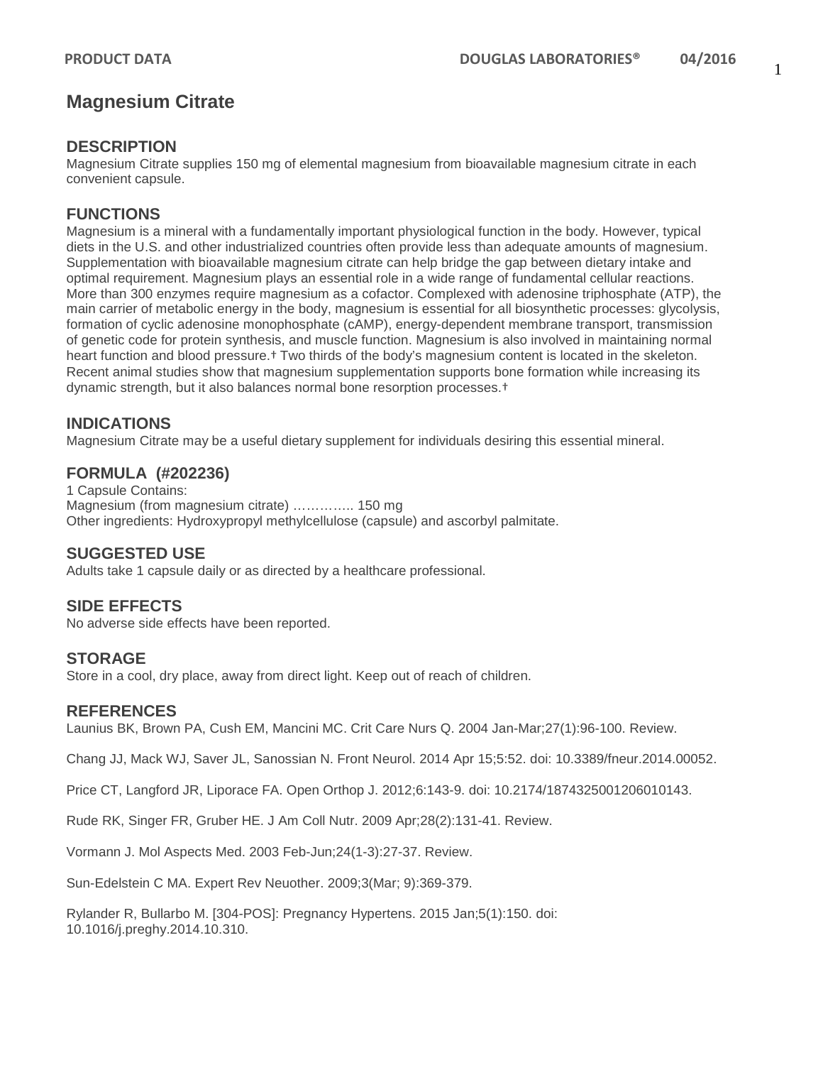# Magnesium Citrate

## DESCRIPTION

Magnesium Citrate supplies 150 mg of elemental magnesium from bioavailable magnesium citrate in each convenient capsule.

## FUNCTIONS

Magnesium is a mineral with a fundamentally important physiological function in the body. However, typical diets in the U.S. and other industrialized countries often provide less than adequate amounts of magnesium. Supplementation with bioavailable magnesium citrate can help bridge the gap between dietary intake and optimal requirement. Magnesium plays an essential role in a wide range of fundamental cellular reactions. More than 300 enzymes require magnesium as a cofactor. Complexed with adenosine triphosphate (ATP), the main carrier of metabolic energy in the body, magnesium is essential for all biosynthetic processes: glycolysis, formation of cyclic adenosine monophosphate (cAMP), energy-dependent membrane transport, transmission of genetic code for protein synthesis, and muscle function. Magnesium is also involved in maintaining normal heart function and blood pressure.† Two thirds of the body's magnesium content is located in the skeleton. Recent animal studies show that magnesium supplementation supports bone formation while increasing its dynamic strength, but it also balances normal bone resorption processes.†

## INDICATIONS

Magnesium Citrate may be a useful dietary supplement for individuals desiring this essential mineral.

## FORMULA (#202236)

1 Capsule Contains:
Magnesium (from magnesium citrate) ………….. 150 mg
Other ingredients: Hydroxypropyl methylcellulose (capsule) and ascorbyl palmitate.

## SUGGESTED USE

Adults take 1 capsule daily or as directed by a healthcare professional.

## SIDE EFFECTS

No adverse side effects have been reported.

## STORAGE

Store in a cool, dry place, away from direct light. Keep out of reach of children.

## REFERENCES

Launius BK, Brown PA, Cush EM, Mancini MC. Crit Care Nurs Q. 2004 Jan-Mar;27(1):96-100. Review.

Chang JJ, Mack WJ, Saver JL, Sanossian N. Front Neurol. 2014 Apr 15;5:52. doi: 10.3389/fneur.2014.00052.

Price CT, Langford JR, Liporace FA. Open Orthop J. 2012;6:143-9. doi: 10.2174/1874325001206010143.

Rude RK, Singer FR, Gruber HE. J Am Coll Nutr. 2009 Apr;28(2):131-41. Review.

Vormann J. Mol Aspects Med. 2003 Feb-Jun;24(1-3):27-37. Review.

Sun-Edelstein C MA. Expert Rev Neuother. 2009;3(Mar; 9):369-379.

Rylander R, Bullarbo M. [304-POS]: Pregnancy Hypertens. 2015 Jan;5(1):150. doi: 10.1016/j.preghy.2014.10.310.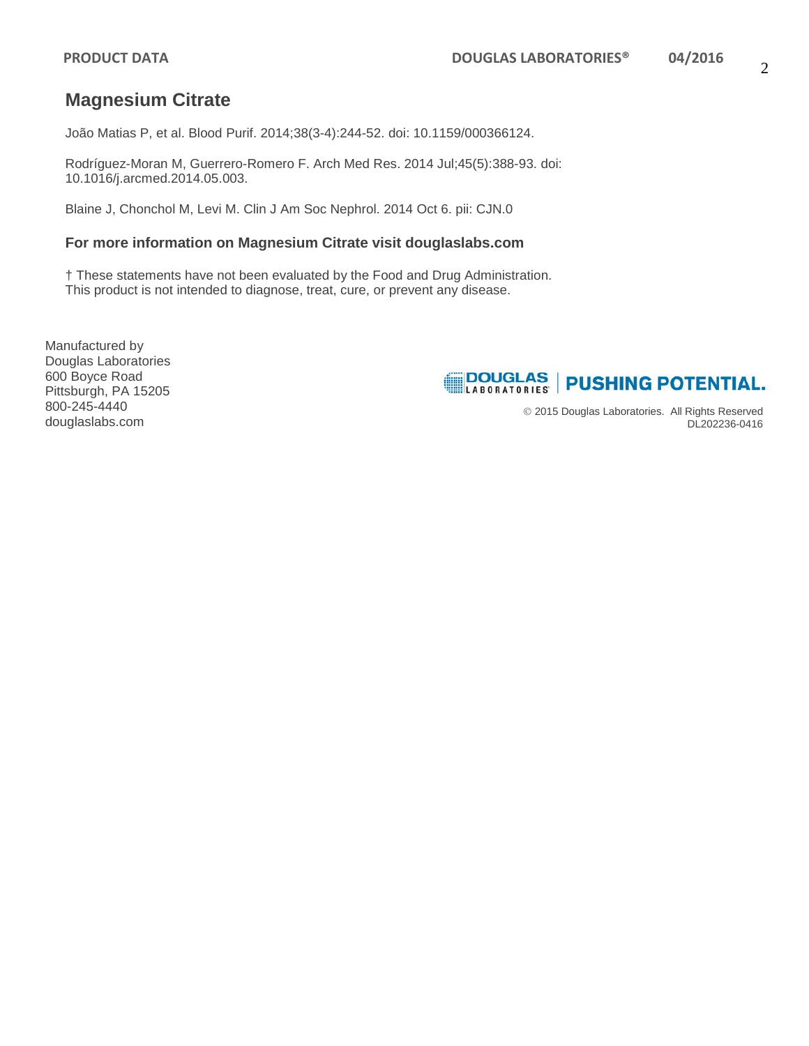# Magnesium Citrate

João Matias P, et al. Blood Purif. 2014;38(3-4):244-52. doi: 10.1159/000366124.

Rodríguez-Moran M, Guerrero-Romero F. Arch Med Res. 2014 Jul;45(5):388-93. doi: 10.1016/j.arcmed.2014.05.003.

Blaine J, Chonchol M, Levi M. Clin J Am Soc Nephrol. 2014 Oct 6. pii: CJN.0

### For more information on Magnesium Citrate visit douglaslabs.com

† These statements have not been evaluated by the Food and Drug Administration. This product is not intended to diagnose, treat, cure, or prevent any disease.

Manufactured by
Douglas Laboratories
600 Boyce Road
Pittsburgh, PA 15205
800-245-4440
douglaslabs.com

DOUGLAS LABORATORIES | PUSHING POTENTIAL.

© 2015 Douglas Laboratories. All Rights Reserved
DL202236-0416